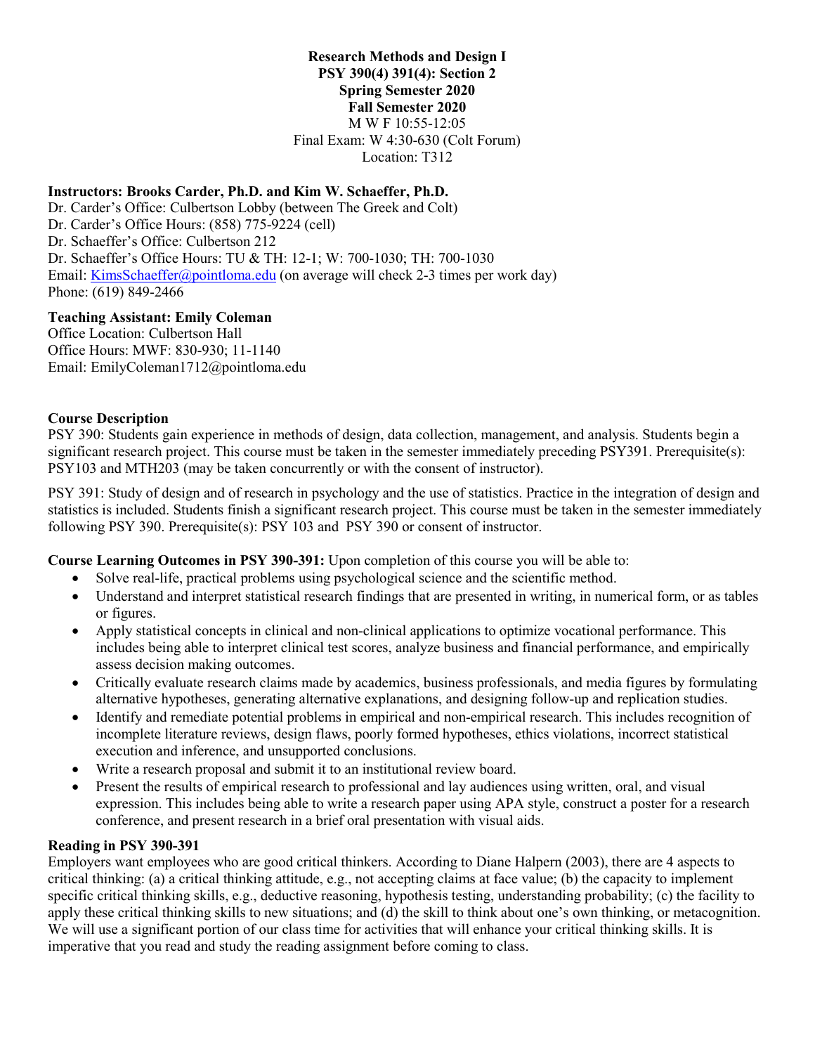**Research Methods and Design I**
**PSY 390(4) 391(4): Section 2**
**Spring Semester 2020**
**Fall Semester 2020**
M W F 10:55-12:05
Final Exam: W 4:30-630 (Colt Forum)
Location: T312

**Instructors: Brooks Carder, Ph.D. and Kim W. Schaeffer, Ph.D.**
Dr. Carder's Office: Culbertson Lobby (between The Greek and Colt)
Dr. Carder's Office Hours: (858) 775-9224 (cell)
Dr. Schaeffer's Office: Culbertson 212
Dr. Schaeffer's Office Hours: TU & TH: 12-1; W: 700-1030; TH: 700-1030
Email: KimsSchaeffer@pointloma.edu (on average will check 2-3 times per work day)
Phone: (619) 849-2466

**Teaching Assistant: Emily Coleman**
Office Location: Culbertson Hall
Office Hours: MWF: 830-930; 11-1140
Email: EmilyColeman1712@pointloma.edu

**Course Description**

PSY 390: Students gain experience in methods of design, data collection, management, and analysis. Students begin a significant research project. This course must be taken in the semester immediately preceding PSY391. Prerequisite(s): PSY103 and MTH203 (may be taken concurrently or with the consent of instructor).

PSY 391: Study of design and of research in psychology and the use of statistics. Practice in the integration of design and statistics is included. Students finish a significant research project. This course must be taken in the semester immediately following PSY 390. Prerequisite(s): PSY 103 and PSY 390 or consent of instructor.

**Course Learning Outcomes in PSY 390-391:** Upon completion of this course you will be able to:

- Solve real-life, practical problems using psychological science and the scientific method.
- Understand and interpret statistical research findings that are presented in writing, in numerical form, or as tables or figures.
- Apply statistical concepts in clinical and non-clinical applications to optimize vocational performance. This includes being able to interpret clinical test scores, analyze business and financial performance, and empirically assess decision making outcomes.
- Critically evaluate research claims made by academics, business professionals, and media figures by formulating alternative hypotheses, generating alternative explanations, and designing follow-up and replication studies.
- Identify and remediate potential problems in empirical and non-empirical research. This includes recognition of incomplete literature reviews, design flaws, poorly formed hypotheses, ethics violations, incorrect statistical execution and inference, and unsupported conclusions.
- Write a research proposal and submit it to an institutional review board.
- Present the results of empirical research to professional and lay audiences using written, oral, and visual expression. This includes being able to write a research paper using APA style, construct a poster for a research conference, and present research in a brief oral presentation with visual aids.

**Reading in PSY 390-391**

Employers want employees who are good critical thinkers. According to Diane Halpern (2003), there are 4 aspects to critical thinking: (a) a critical thinking attitude, e.g., not accepting claims at face value; (b) the capacity to implement specific critical thinking skills, e.g., deductive reasoning, hypothesis testing, understanding probability; (c) the facility to apply these critical thinking skills to new situations; and (d) the skill to think about one's own thinking, or metacognition. We will use a significant portion of our class time for activities that will enhance your critical thinking skills. It is imperative that you read and study the reading assignment before coming to class.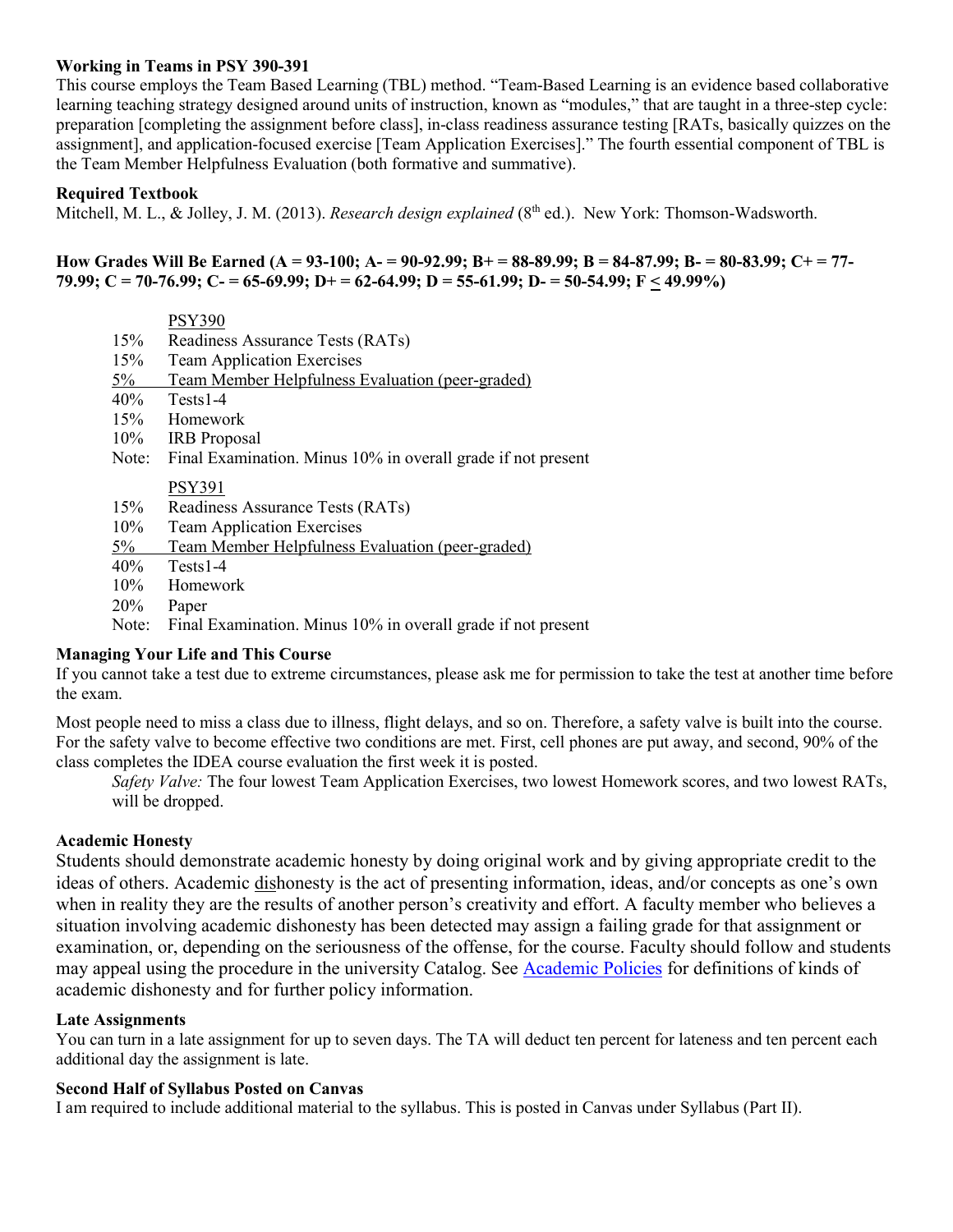**Working in Teams in PSY 390-391**

This course employs the Team Based Learning (TBL) method. "Team-Based Learning is an evidence based collaborative learning teaching strategy designed around units of instruction, known as "modules," that are taught in a three-step cycle: preparation [completing the assignment before class], in-class readiness assurance testing [RATs, basically quizzes on the assignment], and application-focused exercise [Team Application Exercises]." The fourth essential component of TBL is the Team Member Helpfulness Evaluation (both formative and summative).

**Required Textbook**

Mitchell, M. L., & Jolley, J. M. (2013). *Research design explained* (8th ed.). New York: Thomson-Wadsworth.

**How Grades Will Be Earned (A = 93-100; A- = 90-92.99; B+ = 88-89.99; B = 84-87.99; B- = 80-83.99; C+ = 77-79.99; C = 70-76.99; C- = 65-69.99; D+ = 62-64.99; D = 55-61.99; D- = 50-54.99; F ≤ 49.99%)**

PSY390

15% Readiness Assurance Tests (RATs)
15% Team Application Exercises
5% Team Member Helpfulness Evaluation (peer-graded)
40% Tests1-4
15% Homework
10% IRB Proposal
Note: Final Examination. Minus 10% in overall grade if not present

PSY391

15% Readiness Assurance Tests (RATs)
10% Team Application Exercises
5% Team Member Helpfulness Evaluation (peer-graded)
40% Tests1-4
10% Homework
20% Paper
Note: Final Examination. Minus 10% in overall grade if not present

**Managing Your Life and This Course**

If you cannot take a test due to extreme circumstances, please ask me for permission to take the test at another time before the exam.

Most people need to miss a class due to illness, flight delays, and so on. Therefore, a safety valve is built into the course. For the safety valve to become effective two conditions are met. First, cell phones are put away, and second, 90% of the class completes the IDEA course evaluation the first week it is posted.

*Safety Valve:* The four lowest Team Application Exercises, two lowest Homework scores, and two lowest RATs, will be dropped.

**Academic Honesty**

Students should demonstrate academic honesty by doing original work and by giving appropriate credit to the ideas of others. Academic dishonesty is the act of presenting information, ideas, and/or concepts as one's own when in reality they are the results of another person's creativity and effort. A faculty member who believes a situation involving academic dishonesty has been detected may assign a failing grade for that assignment or examination, or, depending on the seriousness of the offense, for the course. Faculty should follow and students may appeal using the procedure in the university Catalog. See Academic Policies for definitions of kinds of academic dishonesty and for further policy information.

**Late Assignments**

You can turn in a late assignment for up to seven days. The TA will deduct ten percent for lateness and ten percent each additional day the assignment is late.

**Second Half of Syllabus Posted on Canvas**

I am required to include additional material to the syllabus. This is posted in Canvas under Syllabus (Part II).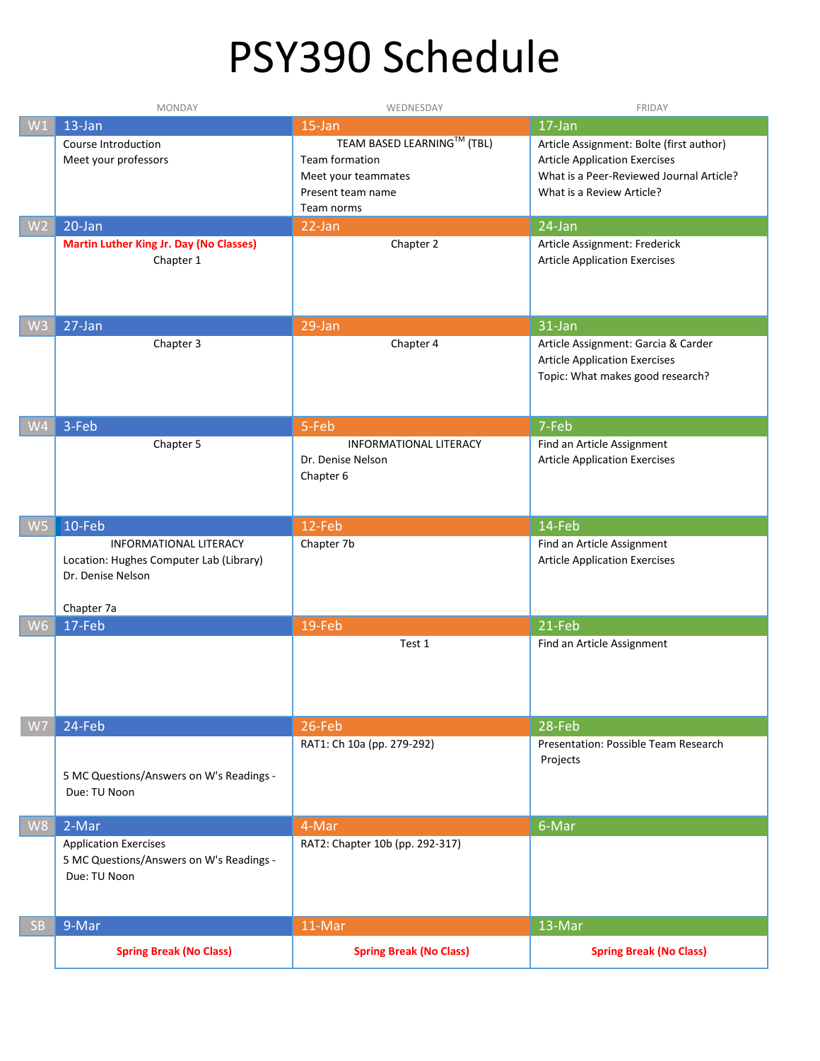# PSY390 Schedule

| | MONDAY | WEDNESDAY | FRIDAY |
|---|---|---|---|
| W1 | 13-Jan<br>Course Introduction<br>Meet your professors | 15-Jan<br>TEAM BASED LEARNING™ (TBL)<br>Team formation<br>Meet your teammates<br>Present team name<br>Team norms | 17-Jan<br>Article Assignment: Bolte (first author)<br>Article Application Exercises<br>What is a Peer-Reviewed Journal Article?<br>What is a Review Article? |
| W2 | 20-Jan<br>**Martin Luther King Jr. Day (No Classes)**<br>Chapter 1 | 22-Jan<br>Chapter 2 | 24-Jan<br>Article Assignment: Frederick<br>Article Application Exercises |
| W3 | 27-Jan<br>Chapter 3 | 29-Jan<br>Chapter 4 | 31-Jan<br>Article Assignment: Garcia & Carder<br>Article Application Exercises<br>Topic: What makes good research? |
| W4 | 3-Feb<br>Chapter 5 | 5-Feb<br>INFORMATIONAL LITERACY<br>Dr. Denise Nelson<br>Chapter 6 | 7-Feb<br>Find an Article Assignment<br>Article Application Exercises |
| W5 | 10-Feb<br>INFORMATIONAL LITERACY<br>Location: Hughes Computer Lab (Library)<br>Dr. Denise Nelson<br><br>Chapter 7a | 12-Feb<br>Chapter 7b | 14-Feb<br>Find an Article Assignment<br>Article Application Exercises |
| W6 | 17-Feb | 19-Feb<br>Test 1 | 21-Feb<br>Find an Article Assignment |
| W7 | 24-Feb<br><br>5 MC Questions/Answers on W's Readings - Due: TU Noon | 26-Feb<br>RAT1: Ch 10a (pp. 279-292) | 28-Feb<br>Presentation: Possible Team Research Projects |
| W8 | 2-Mar<br>Application Exercises<br>5 MC Questions/Answers on W's Readings - Due: TU Noon | 4-Mar<br>RAT2: Chapter 10b (pp. 292-317) | 6-Mar |
| SB | 9-Mar<br>**Spring Break (No Class)** | 11-Mar<br>**Spring Break (No Class)** | 13-Mar<br>**Spring Break (No Class)** |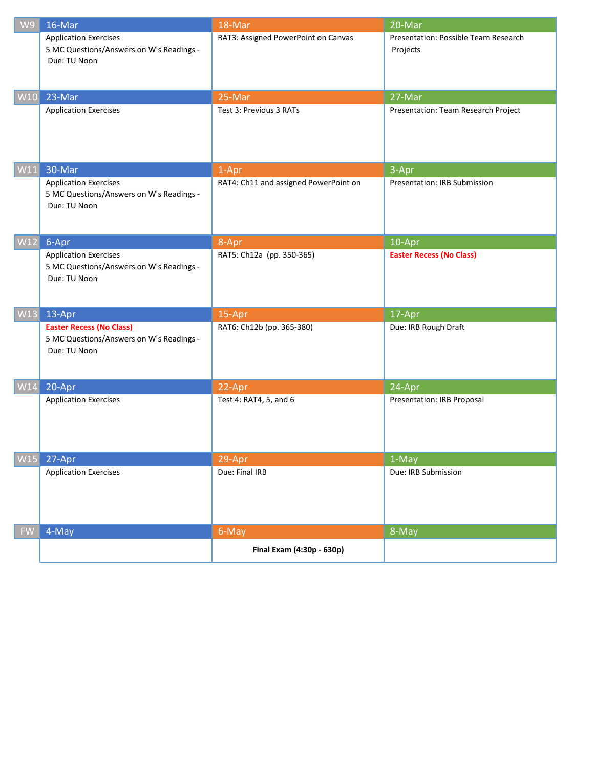| | | | |
|---|---|---|---|
| W9 | 16-Mar<br>Application Exercises<br>5 MC Questions/Answers on W's Readings - Due: TU Noon | 18-Mar<br>RAT3: Assigned PowerPoint on Canvas | 20-Mar<br>Presentation: Possible Team Research Projects |
| W10 | 23-Mar<br>Application Exercises | 25-Mar<br>Test 3: Previous 3 RATs | 27-Mar<br>Presentation: Team Research Project |
| W11 | 30-Mar<br>Application Exercises<br>5 MC Questions/Answers on W's Readings - Due: TU Noon | 1-Apr<br>RAT4: Ch11 and assigned PowerPoint on | 3-Apr<br>Presentation: IRB Submission |
| W12 | 6-Apr<br>Application Exercises<br>5 MC Questions/Answers on W's Readings - Due: TU Noon | 8-Apr<br>RAT5: Ch12a (pp. 350-365) | 10-Apr<br>**Easter Recess (No Class)** |
| W13 | 13-Apr<br>**Easter Recess (No Class)**<br>5 MC Questions/Answers on W's Readings - Due: TU Noon | 15-Apr<br>RAT6: Ch12b (pp. 365-380) | 17-Apr<br>Due: IRB Rough Draft |
| W14 | 20-Apr<br>Application Exercises | 22-Apr<br>Test 4: RAT4, 5, and 6 | 24-Apr<br>Presentation: IRB Proposal |
| W15 | 27-Apr<br>Application Exercises | 29-Apr<br>Due: Final IRB | 1-May<br>Due: IRB Submission |
| FW | 4-May | 6-May<br>**Final Exam (4:30p - 630p)** | 8-May |